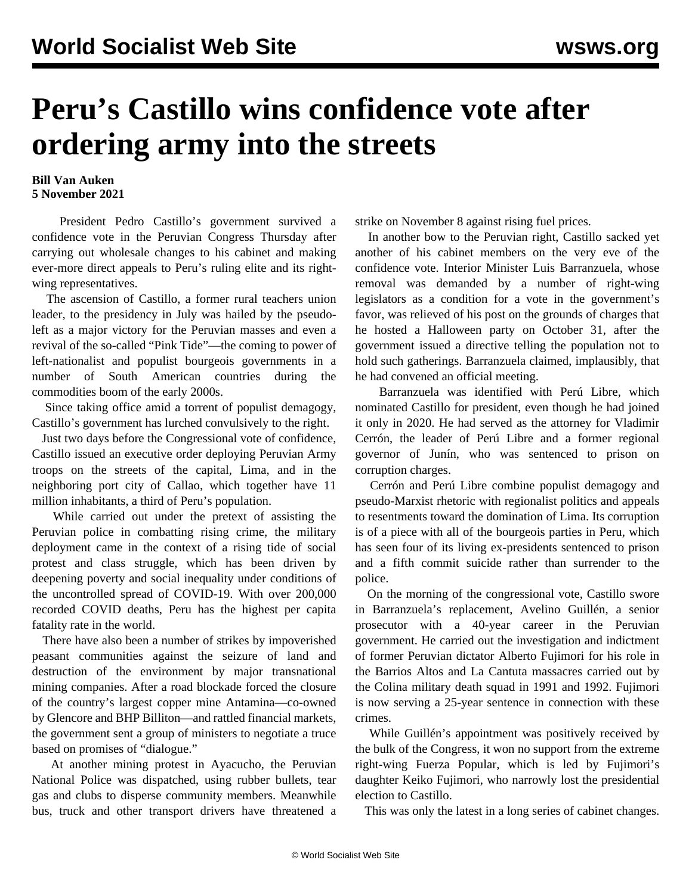# Peru's Castillo wins confidence vote after ordering army into the streets

**Bill Van Auken**
**5 November 2021**

President Pedro Castillo's government survived a confidence vote in the Peruvian Congress Thursday after carrying out wholesale changes to his cabinet and making ever-more direct appeals to Peru's ruling elite and its right-wing representatives.

The ascension of Castillo, a former rural teachers union leader, to the presidency in July was hailed by the pseudo-left as a major victory for the Peruvian masses and even a revival of the so-called "Pink Tide"—the coming to power of left-nationalist and populist bourgeois governments in a number of South American countries during the commodities boom of the early 2000s.

Since taking office amid a torrent of populist demagogy, Castillo's government has lurched convulsively to the right.

Just two days before the Congressional vote of confidence, Castillo issued an executive order deploying Peruvian Army troops on the streets of the capital, Lima, and in the neighboring port city of Callao, which together have 11 million inhabitants, a third of Peru's population.

While carried out under the pretext of assisting the Peruvian police in combatting rising crime, the military deployment came in the context of a rising tide of social protest and class struggle, which has been driven by deepening poverty and social inequality under conditions of the uncontrolled spread of COVID-19. With over 200,000 recorded COVID deaths, Peru has the highest per capita fatality rate in the world.

There have also been a number of strikes by impoverished peasant communities against the seizure of land and destruction of the environment by major transnational mining companies. After a road blockade forced the closure of the country's largest copper mine Antamina—co-owned by Glencore and BHP Billiton—and rattled financial markets, the government sent a group of ministers to negotiate a truce based on promises of "dialogue."

At another mining protest in Ayacucho, the Peruvian National Police was dispatched, using rubber bullets, tear gas and clubs to disperse community members. Meanwhile bus, truck and other transport drivers have threatened a strike on November 8 against rising fuel prices.

In another bow to the Peruvian right, Castillo sacked yet another of his cabinet members on the very eve of the confidence vote. Interior Minister Luis Barranzuela, whose removal was demanded by a number of right-wing legislators as a condition for a vote in the government's favor, was relieved of his post on the grounds of charges that he hosted a Halloween party on October 31, after the government issued a directive telling the population not to hold such gatherings. Barranzuela claimed, implausibly, that he had convened an official meeting.

Barranzuela was identified with Perú Libre, which nominated Castillo for president, even though he had joined it only in 2020. He had served as the attorney for Vladimir Cerrón, the leader of Perú Libre and a former regional governor of Junín, who was sentenced to prison on corruption charges.

Cerrón and Perú Libre combine populist demagogy and pseudo-Marxist rhetoric with regionalist politics and appeals to resentments toward the domination of Lima. Its corruption is of a piece with all of the bourgeois parties in Peru, which has seen four of its living ex-presidents sentenced to prison and a fifth commit suicide rather than surrender to the police.

On the morning of the congressional vote, Castillo swore in Barranzuela's replacement, Avelino Guillén, a senior prosecutor with a 40-year career in the Peruvian government. He carried out the investigation and indictment of former Peruvian dictator Alberto Fujimori for his role in the Barrios Altos and La Cantuta massacres carried out by the Colina military death squad in 1991 and 1992. Fujimori is now serving a 25-year sentence in connection with these crimes.

While Guillén's appointment was positively received by the bulk of the Congress, it won no support from the extreme right-wing Fuerza Popular, which is led by Fujimori's daughter Keiko Fujimori, who narrowly lost the presidential election to Castillo.

This was only the latest in a long series of cabinet changes.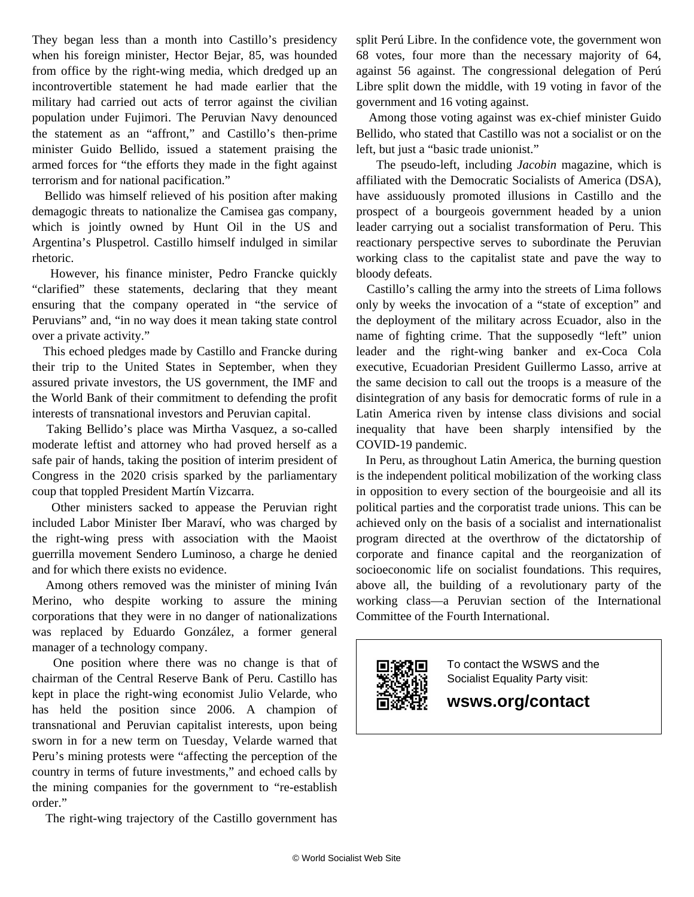They began less than a month into Castillo's presidency when his foreign minister, Hector Bejar, 85, was hounded from office by the right-wing media, which dredged up an incontrovertible statement he had made earlier that the military had carried out acts of terror against the civilian population under Fujimori. The Peruvian Navy denounced the statement as an "affront," and Castillo's then-prime minister Guido Bellido, issued a statement praising the armed forces for "the efforts they made in the fight against terrorism and for national pacification."

Bellido was himself relieved of his position after making demagogic threats to nationalize the Camisea gas company, which is jointly owned by Hunt Oil in the US and Argentina's Pluspetrol. Castillo himself indulged in similar rhetoric.

However, his finance minister, Pedro Francke quickly "clarified" these statements, declaring that they meant ensuring that the company operated in "the service of Peruvians" and, "in no way does it mean taking state control over a private activity."

This echoed pledges made by Castillo and Francke during their trip to the United States in September, when they assured private investors, the US government, the IMF and the World Bank of their commitment to defending the profit interests of transnational investors and Peruvian capital.

Taking Bellido's place was Mirtha Vasquez, a so-called moderate leftist and attorney who had proved herself as a safe pair of hands, taking the position of interim president of Congress in the 2020 crisis sparked by the parliamentary coup that toppled President Martín Vizcarra.

Other ministers sacked to appease the Peruvian right included Labor Minister Iber Maraví, who was charged by the right-wing press with association with the Maoist guerrilla movement Sendero Luminoso, a charge he denied and for which there exists no evidence.

Among others removed was the minister of mining Iván Merino, who despite working to assure the mining corporations that they were in no danger of nationalizations was replaced by Eduardo González, a former general manager of a technology company.

One position where there was no change is that of chairman of the Central Reserve Bank of Peru. Castillo has kept in place the right-wing economist Julio Velarde, who has held the position since 2006. A champion of transnational and Peruvian capitalist interests, upon being sworn in for a new term on Tuesday, Velarde warned that Peru's mining protests were "affecting the perception of the country in terms of future investments," and echoed calls by the mining companies for the government to "re-establish order."

The right-wing trajectory of the Castillo government has split Perú Libre. In the confidence vote, the government won 68 votes, four more than the necessary majority of 64, against 56 against. The congressional delegation of Perú Libre split down the middle, with 19 voting in favor of the government and 16 voting against.

Among those voting against was ex-chief minister Guido Bellido, who stated that Castillo was not a socialist or on the left, but just a "basic trade unionist."

The pseudo-left, including *Jacobin* magazine, which is affiliated with the Democratic Socialists of America (DSA), have assiduously promoted illusions in Castillo and the prospect of a bourgeois government headed by a union leader carrying out a socialist transformation of Peru. This reactionary perspective serves to subordinate the Peruvian working class to the capitalist state and pave the way to bloody defeats.

Castillo's calling the army into the streets of Lima follows only by weeks the invocation of a "state of exception" and the deployment of the military across Ecuador, also in the name of fighting crime. That the supposedly "left" union leader and the right-wing banker and ex-Coca Cola executive, Ecuadorian President Guillermo Lasso, arrive at the same decision to call out the troops is a measure of the disintegration of any basis for democratic forms of rule in a Latin America riven by intense class divisions and social inequality that have been sharply intensified by the COVID-19 pandemic.

In Peru, as throughout Latin America, the burning question is the independent political mobilization of the working class in opposition to every section of the bourgeoisie and all its political parties and the corporatist trade unions. This can be achieved only on the basis of a socialist and internationalist program directed at the overthrow of the dictatorship of corporate and finance capital and the reorganization of socioeconomic life on socialist foundations. This requires, above all, the building of a revolutionary party of the working class—a Peruvian section of the International Committee of the Fourth International.

To contact the WSWS and the Socialist Equality Party visit:

**wsws.org/contact**